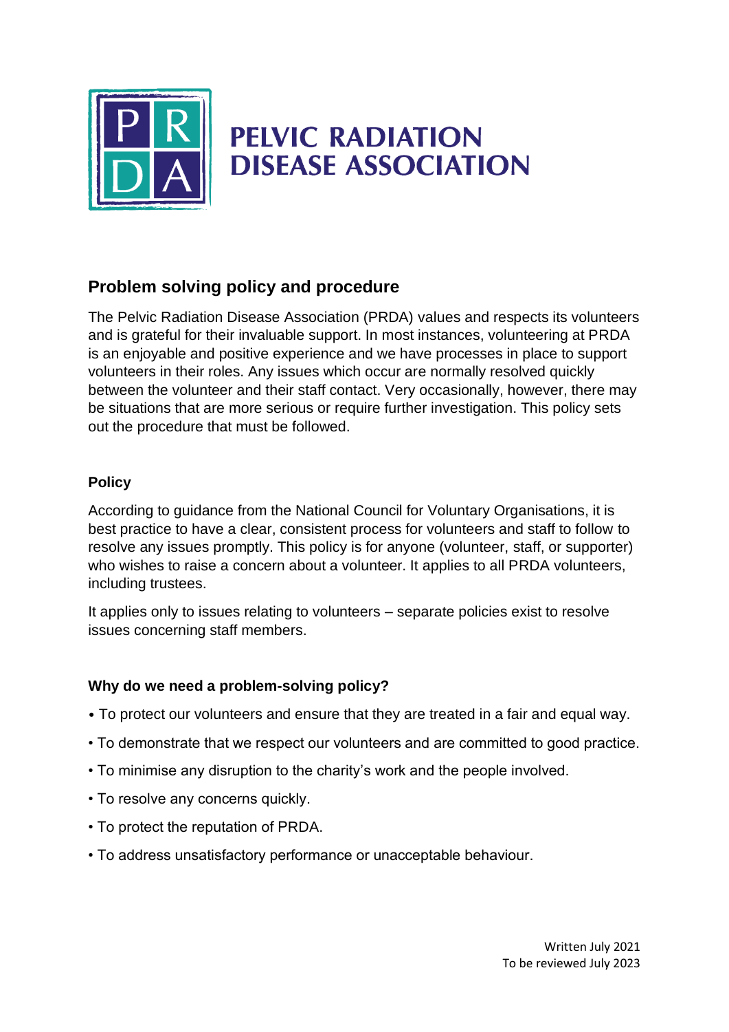PELVIC RADIATION DISEASE ASSOCIATION

## Problem solving policy and procedure

The Pelvic Radiation Disease Association (PRDA) values and respects its volunteers and is grateful for their invaluable support. In most instances, volunteering at PRDA is an enjoyable and positive experience and we have processes in place to support volunteers in their roles. Any issues which occur are normally resolved quickly between the volunteer and their staff contact. Very occasionally, however, there may be situations that are more serious or require further investigation. This policy sets out the procedure that must be followed.

### Policy

According to guidance from the National Council for Voluntary Organisations, it is best practice to have a clear, consistent process for volunteers and staff to follow to resolve any issues promptly. This policy is for anyone (volunteer, staff, or supporter) who wishes to raise a concern about a volunteer. It applies to all PRDA volunteers, including trustees.

It applies only to issues relating to volunteers – separate policies exist to resolve issues concerning staff members.

### Why do we need a problem-solving policy?

- To protect our volunteers and ensure that they are treated in a fair and equal way.
- To demonstrate that we respect our volunteers and are committed to good practice.
- To minimise any disruption to the charity's work and the people involved.
- To resolve any concerns quickly.
- To protect the reputation of PRDA.
- To address unsatisfactory performance or unacceptable behaviour.

Written July 2021
To be reviewed July 2023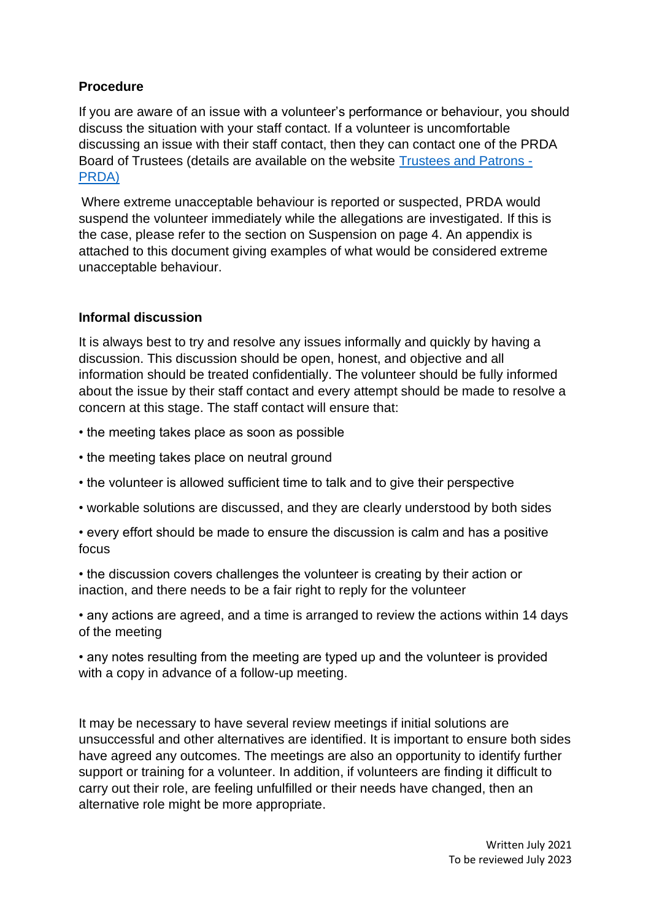**Procedure**

If you are aware of an issue with a volunteer's performance or behaviour, you should discuss the situation with your staff contact. If a volunteer is uncomfortable discussing an issue with their staff contact, then they can contact one of the PRDA Board of Trustees (details are available on the website [Trustees and Patrons - PRDA)](#)

Where extreme unacceptable behaviour is reported or suspected, PRDA would suspend the volunteer immediately while the allegations are investigated. If this is the case, please refer to the section on Suspension on page 4. An appendix is attached to this document giving examples of what would be considered extreme unacceptable behaviour.

**Informal discussion**

It is always best to try and resolve any issues informally and quickly by having a discussion. This discussion should be open, honest, and objective and all information should be treated confidentially. The volunteer should be fully informed about the issue by their staff contact and every attempt should be made to resolve a concern at this stage. The staff contact will ensure that:

- the meeting takes place as soon as possible
- the meeting takes place on neutral ground
- the volunteer is allowed sufficient time to talk and to give their perspective
- workable solutions are discussed, and they are clearly understood by both sides
- every effort should be made to ensure the discussion is calm and has a positive focus
- the discussion covers challenges the volunteer is creating by their action or inaction, and there needs to be a fair right to reply for the volunteer
- any actions are agreed, and a time is arranged to review the actions within 14 days of the meeting
- any notes resulting from the meeting are typed up and the volunteer is provided with a copy in advance of a follow-up meeting.

It may be necessary to have several review meetings if initial solutions are unsuccessful and other alternatives are identified. It is important to ensure both sides have agreed any outcomes. The meetings are also an opportunity to identify further support or training for a volunteer. In addition, if volunteers are finding it difficult to carry out their role, are feeling unfulfilled or their needs have changed, then an alternative role might be more appropriate.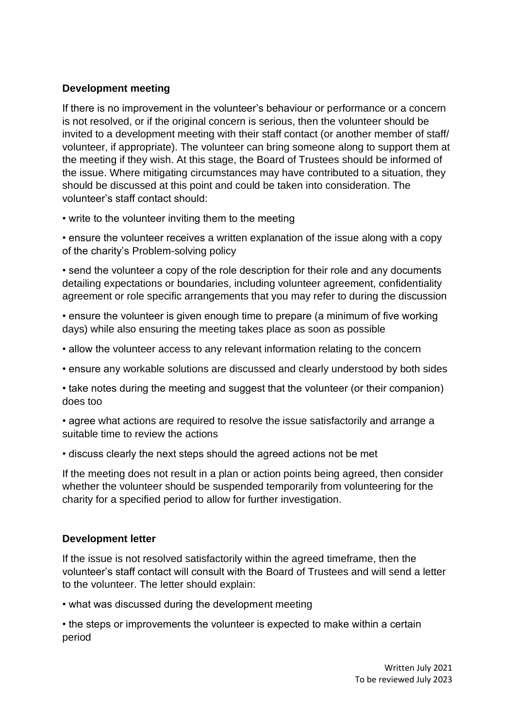### Development meeting

If there is no improvement in the volunteer's behaviour or performance or a concern is not resolved, or if the original concern is serious, then the volunteer should be invited to a development meeting with their staff contact (or another member of staff/ volunteer, if appropriate). The volunteer can bring someone along to support them at the meeting if they wish. At this stage, the Board of Trustees should be informed of the issue. Where mitigating circumstances may have contributed to a situation, they should be discussed at this point and could be taken into consideration. The volunteer's staff contact should:

- write to the volunteer inviting them to the meeting
- ensure the volunteer receives a written explanation of the issue along with a copy of the charity's Problem-solving policy
- send the volunteer a copy of the role description for their role and any documents detailing expectations or boundaries, including volunteer agreement, confidentiality agreement or role specific arrangements that you may refer to during the discussion
- ensure the volunteer is given enough time to prepare (a minimum of five working days) while also ensuring the meeting takes place as soon as possible
- allow the volunteer access to any relevant information relating to the concern
- ensure any workable solutions are discussed and clearly understood by both sides
- take notes during the meeting and suggest that the volunteer (or their companion) does too
- agree what actions are required to resolve the issue satisfactorily and arrange a suitable time to review the actions
- discuss clearly the next steps should the agreed actions not be met

If the meeting does not result in a plan or action points being agreed, then consider whether the volunteer should be suspended temporarily from volunteering for the charity for a specified period to allow for further investigation.

### Development letter

If the issue is not resolved satisfactorily within the agreed timeframe, then the volunteer's staff contact will consult with the Board of Trustees and will send a letter to the volunteer. The letter should explain:

- what was discussed during the development meeting
- the steps or improvements the volunteer is expected to make within a certain period

Written July 2021
To be reviewed July 2023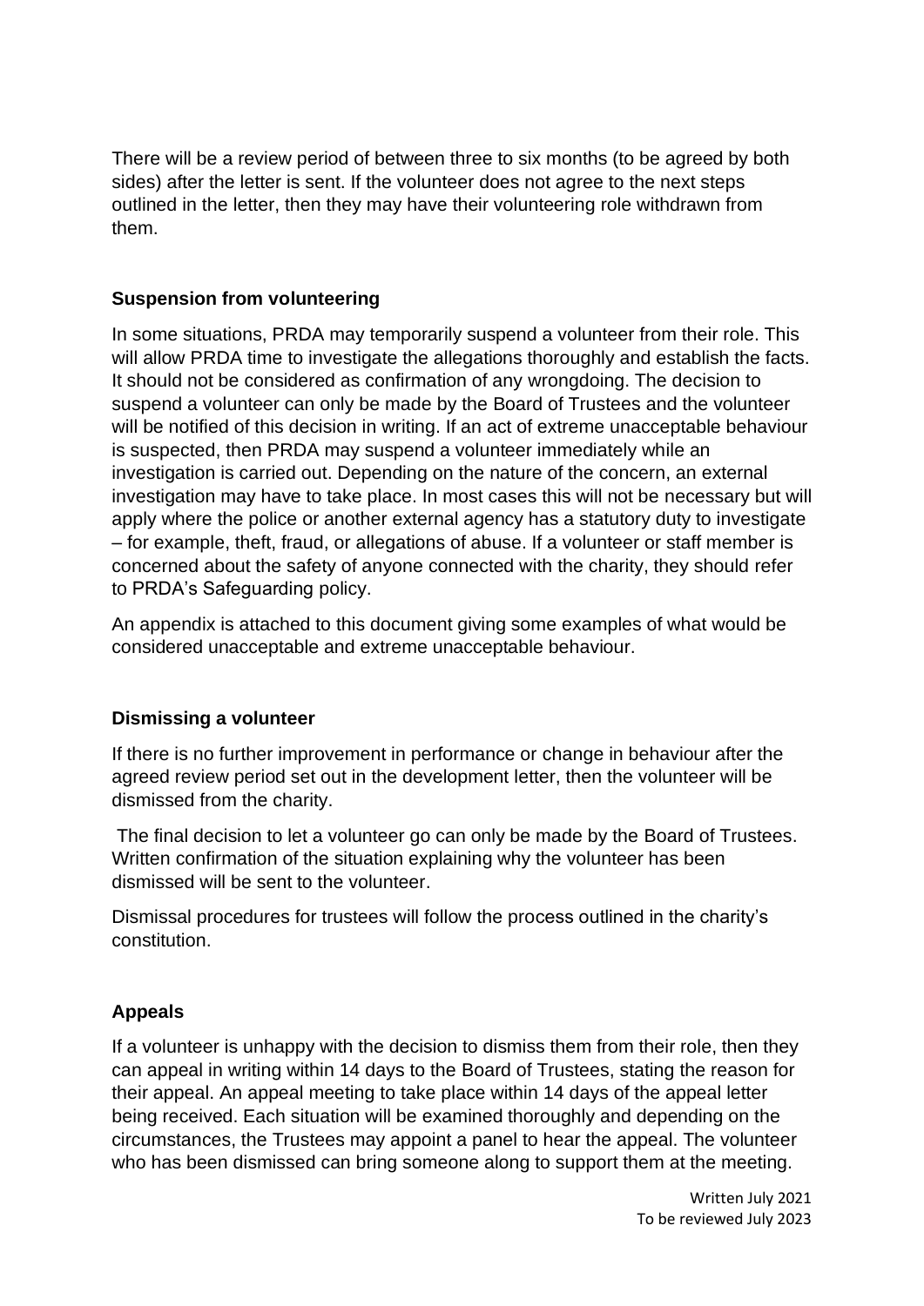There will be a review period of between three to six months (to be agreed by both sides) after the letter is sent. If the volunteer does not agree to the next steps outlined in the letter, then they may have their volunteering role withdrawn from them.

**Suspension from volunteering**

In some situations, PRDA may temporarily suspend a volunteer from their role. This will allow PRDA time to investigate the allegations thoroughly and establish the facts. It should not be considered as confirmation of any wrongdoing. The decision to suspend a volunteer can only be made by the Board of Trustees and the volunteer will be notified of this decision in writing. If an act of extreme unacceptable behaviour is suspected, then PRDA may suspend a volunteer immediately while an investigation is carried out. Depending on the nature of the concern, an external investigation may have to take place. In most cases this will not be necessary but will apply where the police or another external agency has a statutory duty to investigate – for example, theft, fraud, or allegations of abuse. If a volunteer or staff member is concerned about the safety of anyone connected with the charity, they should refer to PRDA's Safeguarding policy.

An appendix is attached to this document giving some examples of what would be considered unacceptable and extreme unacceptable behaviour.

**Dismissing a volunteer**

If there is no further improvement in performance or change in behaviour after the agreed review period set out in the development letter, then the volunteer will be dismissed from the charity.

The final decision to let a volunteer go can only be made by the Board of Trustees. Written confirmation of the situation explaining why the volunteer has been dismissed will be sent to the volunteer.

Dismissal procedures for trustees will follow the process outlined in the charity's constitution.

**Appeals**

If a volunteer is unhappy with the decision to dismiss them from their role, then they can appeal in writing within 14 days to the Board of Trustees, stating the reason for their appeal. An appeal meeting to take place within 14 days of the appeal letter being received. Each situation will be examined thoroughly and depending on the circumstances, the Trustees may appoint a panel to hear the appeal. The volunteer who has been dismissed can bring someone along to support them at the meeting.

Written July 2021
To be reviewed July 2023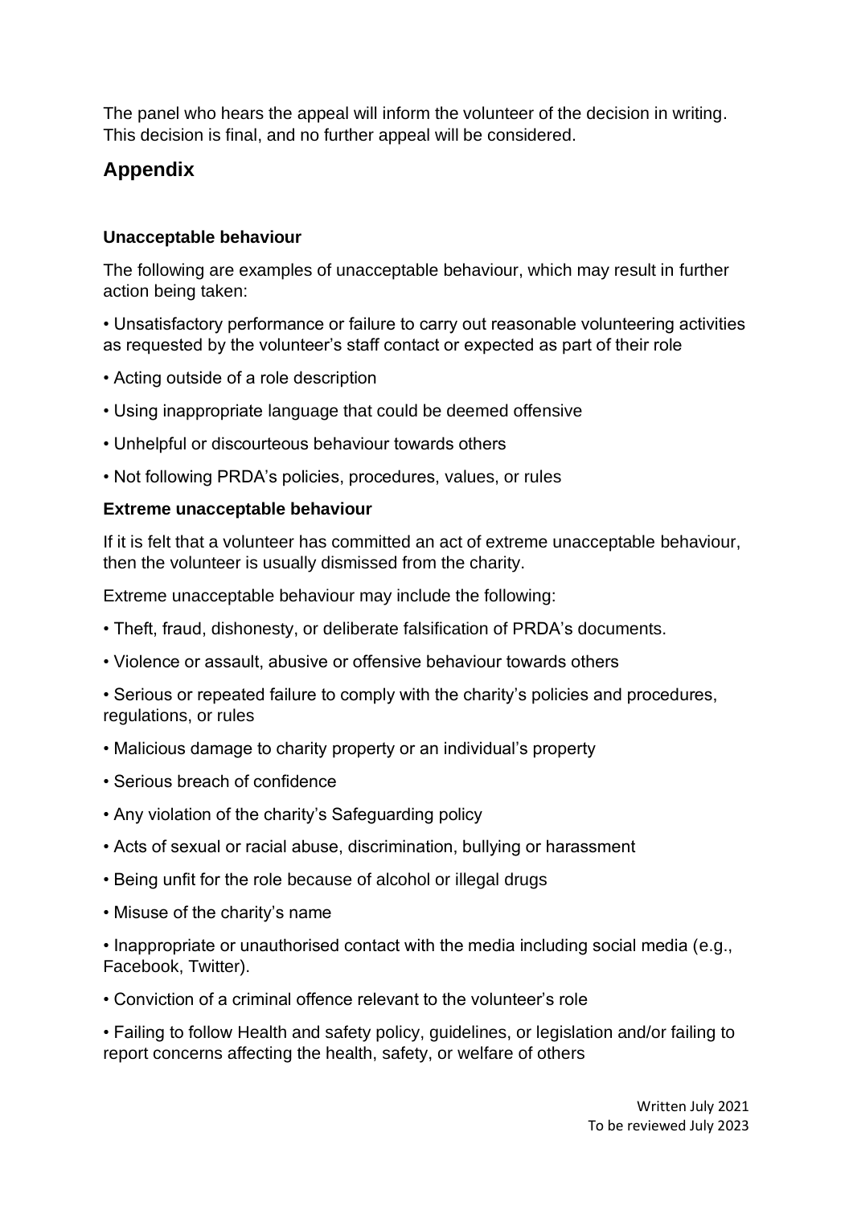The panel who hears the appeal will inform the volunteer of the decision in writing. This decision is final, and no further appeal will be considered.

## Appendix

### Unacceptable behaviour

The following are examples of unacceptable behaviour, which may result in further action being taken:

- Unsatisfactory performance or failure to carry out reasonable volunteering activities as requested by the volunteer's staff contact or expected as part of their role
- Acting outside of a role description
- Using inappropriate language that could be deemed offensive
- Unhelpful or discourteous behaviour towards others
- Not following PRDA's policies, procedures, values, or rules

### Extreme unacceptable behaviour

If it is felt that a volunteer has committed an act of extreme unacceptable behaviour, then the volunteer is usually dismissed from the charity.

Extreme unacceptable behaviour may include the following:

- Theft, fraud, dishonesty, or deliberate falsification of PRDA's documents.
- Violence or assault, abusive or offensive behaviour towards others
- Serious or repeated failure to comply with the charity's policies and procedures, regulations, or rules
- Malicious damage to charity property or an individual's property
- Serious breach of confidence
- Any violation of the charity's Safeguarding policy
- Acts of sexual or racial abuse, discrimination, bullying or harassment
- Being unfit for the role because of alcohol or illegal drugs
- Misuse of the charity's name
- Inappropriate or unauthorised contact with the media including social media (e.g., Facebook, Twitter).
- Conviction of a criminal offence relevant to the volunteer's role
- Failing to follow Health and safety policy, guidelines, or legislation and/or failing to report concerns affecting the health, safety, or welfare of others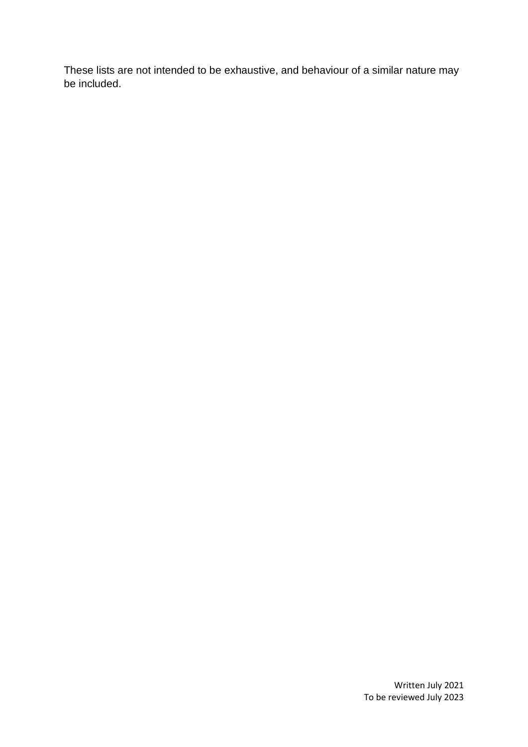These lists are not intended to be exhaustive, and behaviour of a similar nature may be included.

Written July 2021
To be reviewed July 2023